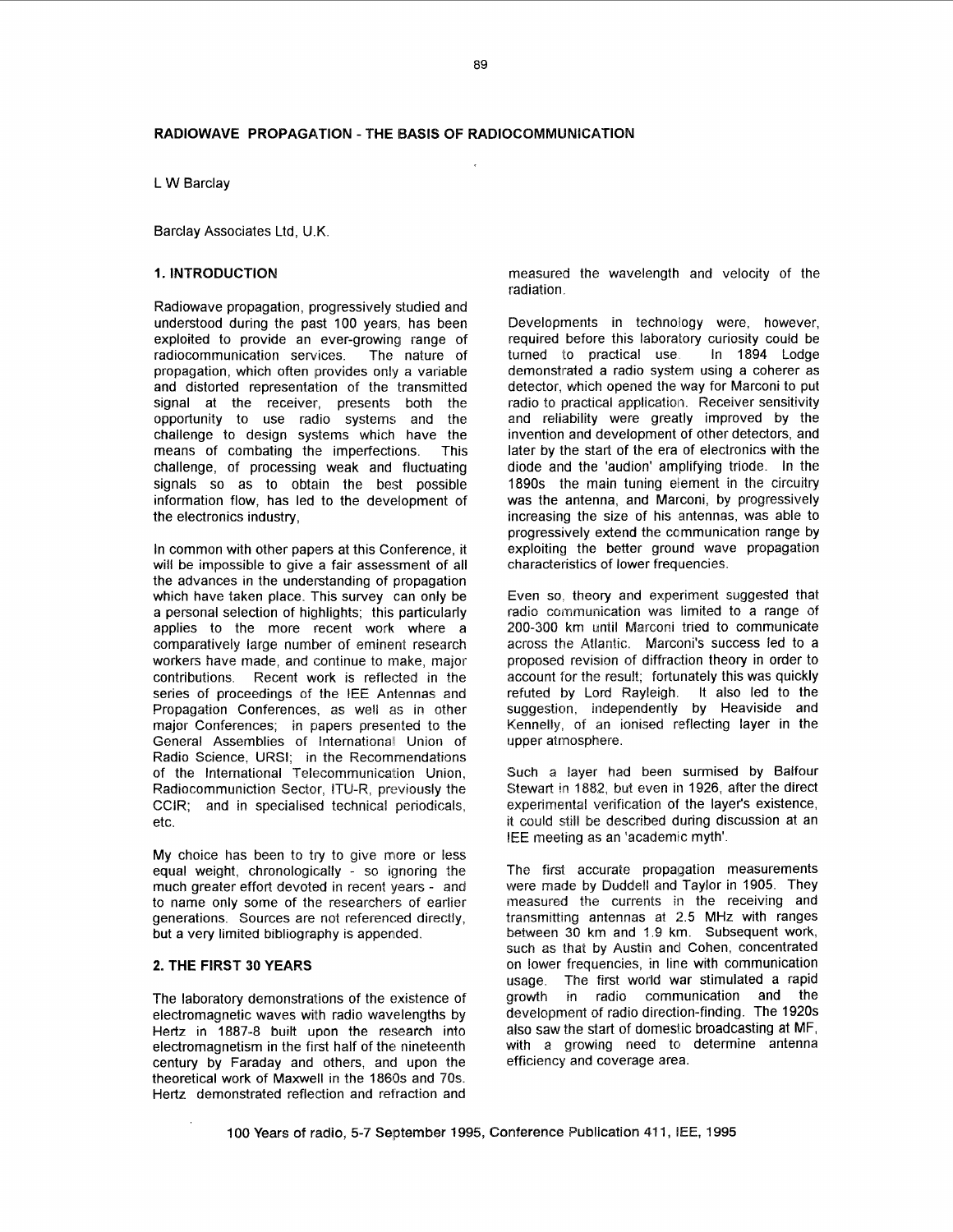# RADIOWAVE PROPAGATION - THE BASIS OF RADIOCOMMUNICATION

L W Barclay

Barclay Associates Ltd, U.K.

## 1. INTRODUCTION

Radiowave propagation, progressively studied and understood during the past 100 years, has been exploited to provide an ever-growing range of radiocommunication services. The nature of propagation, which often provides only a variable and distorted representation of the transmitted signal at the receiver, presents both the opportunity to use radio systems and the challenge to design systems which have the means of combating the imperfections. This challenge, of processing weak and fluctuating signals so as to obtain the best possible information flow, has led to the development of the electronics industry,

In common with other papers at this Conference, it will be impossible to give a fair assessment of all the advances in the understanding of propagation which have taken place. This survey can only be a personal selection of highlights; this particularly applies to the more recent work where a comparatively large number of eminent research workers have made, and continue to make, major contributions. Recent work is reflected in the series of proceedings of the IEE Antennas and Propagation Conferences, as well as in other major Conferences; in papers presented to the General Assemblies of International Union of Radio Science, URSI; in the Recommendations of the International Telecommunication Union, Radiocommuniction Sector, ITU-R, previously the CCIR; and in specialised technical periodicals, etc.

My choice has been to try to give more or less equal weight, chronologically - so ignoring the much greater effort devoted in recent years - and to name only some of the researchers of earlier generations. Sources are not referenced directly, but a very limited bibliography is appended.

## 2. THE FIRST 30 YEARS

The laboratory demonstrations of the existence of electromagnetic waves with radio wavelengths by Hertz in 1887-8 built upon the research into electromagnetism in the first half of the nineteenth century by Faraday and others, and upon the theoretical work of Maxwell in the 1860s and 70s. Hertz demonstrated reflection and refraction and measured the wavelength and velocity of the radiation.

Developments in technology were, however, required before this laboratory curiosity could be turned to practical use. In 1894 Lodge demonstrated a radio system using a coherer as detector, which opened the way for Marconi to put radio to practical application. Receiver sensitivity and reliability were greatly improved by the invention and development of other detectors, and later by the start of the era of electronics with the diode and the 'audion' amplifying triode. In the 1890s the main tuning element in the circuitry was the antenna, and Marconi, by progressively increasing the size of his antennas, was able to progressively extend the communication range by exploiting the better ground wave propagation characteristics of lower frequencies.

Even so, theory and experiment suggested that radio communication was limited to a range of 200-300 km until Marconi tried to communicate across the Atlantic. Marconi's success led to a proposed revision of diffraction theory in order to account for the result; fortunately this was quickly refuted by Lord Rayleigh. It also led to the suggestion, independently by Heaviside and Kennelly, of an ionised reflecting layer in the upper atmosphere.

Such a layer had been surmised by Balfour Stewart in 1882, but even in 1926, after the direct experimental verification of the layer's existence, it could still be described during discussion at an IEE meeting as an 'academic myth'.

The first accurate propagation measurements were made by Duddell and Taylor in 1905. They measured the currents in the receiving and transmitting antennas at 2.5 MHz with ranges between 30 km and 1.9 km. Subsequent work, such as that by Austin and Cohen, concentrated on lower frequencies, in line with communication usage. The first world war stimulated a rapid growth in radio communication and the development of radio direction-finding. The 1920s also saw the start of domestic broadcasting at MF, with a growing need to determine antenna efficiency and coverage area.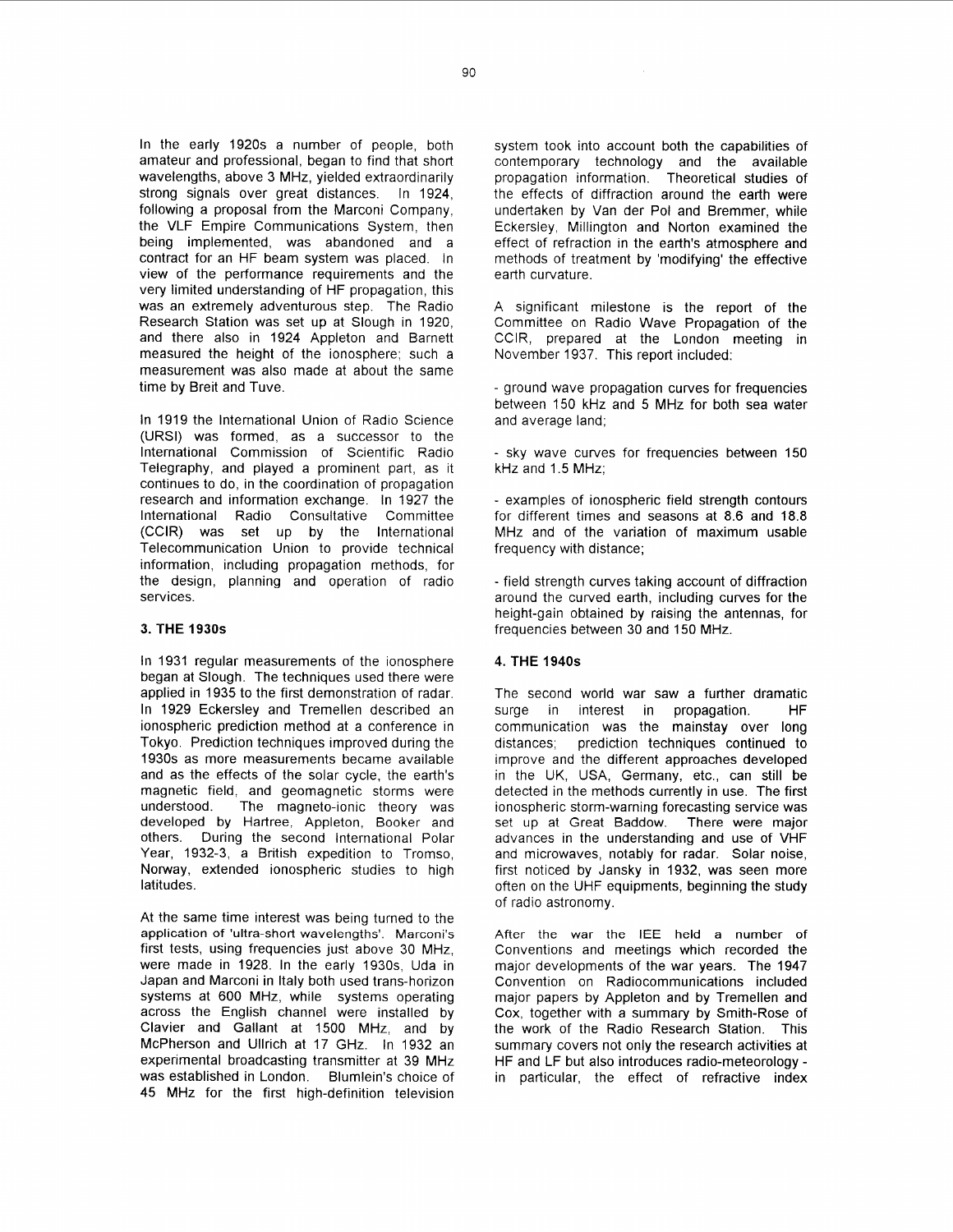In the early 1920s a number of people, both amateur and professional, began to find that short wavelengths, above 3 MHz, yielded extraordinarily strong signals over great distances. In 1924, following a proposal from the Marconi Company, the VLF Empire Communications System, then being implemented, was abandoned and a contract for an HF beam system was placed. In view of the performance requirements and the very limited understanding of HF propagation, this was an extremely adventurous step. The Radio Research Station was set up at Slough in 1920, and there also in 1924 Appleton and Barnett measured the height of the ionosphere; such a measurement was also made at about the same time by Breit and Tuve.

In 1919 the International Union of Radio Science (URSI) was formed, as a successor to the International Commission of Scientific Radio Telegraphy, and played a prominent part, as it continues to do, in the coordination of propagation research and information exchange. In 1927 the International Radio Consultative Committee (CCIR) was set up by the International Telecommunication Union to provide technical information, including propagation methods, for the design, planning and operation of radio services.

## 3. THE 1930s

In 1931 regular measurements of the ionosphere began at Slough. The techniques used there were applied in 1935 to the first demonstration of radar. In 1929 Eckersley and Tremellen described an ionospheric prediction method at a conference in Tokyo. Prediction techniques improved during the 1930s as more measurements became available and as the effects of the solar cycle, the earth's magnetic field, and geomagnetic storms were understood. The magneto-ionic theory was developed by Hartree, Appleton, Booker and others. During the second International Polar Year, 1932-3, a British expedition to Tromso, Norway, extended ionospheric studies to high latitudes.

At the same time interest was being turned to the application of 'ultra-short wavelengths'. Marconi's first tests, using frequencies just above 30 MHz, were made in 1928. In the early 1930s, Uda in Japan and Marconi in Italy both used trans-horizon systems at 600 MHz, while systems operating across the English channel were installed by Clavier and Gallant at 1500 MHz, and by McPherson and Ullrich at 17 GHz. In 1932 an experimental broadcasting transmitter at 39 MHz was established in London. Blumlein's choice of 45 MHz for the first high-definition television system took into account both the capabilities of contemporary technology and the available propagation information. Theoretical studies of the effects of diffraction around the earth were undertaken by Van der Pol and Bremmer, while Eckersley, Millington and Norton examined the effect of refraction in the earth's atmosphere and methods of treatment by 'modifying' the effective earth curvature.

A significant milestone is the report of the Committee on Radio Wave Propagation of the CCIR, prepared at the London meeting in November 1937. This report included:

- ground wave propagation curves for frequencies between 150 kHz and 5 MHz for both sea water and average land;

- sky wave curves for frequencies between 150 kHz and 1.5 MHz;

- examples of ionospheric field strength contours for different times and seasons at 8.6 and 18.8 MHz and of the variation of maximum usable frequency with distance;

- field strength curves taking account of diffraction around the curved earth, including curves for the height-gain obtained by raising the antennas, for frequencies between 30 and 150 MHz.

## 4. THE 1940s

The second world war saw a further dramatic surge in interest in propagation. HF communication was the mainstay over long distances; prediction techniques continued to improve and the different approaches developed in the UK, USA, Germany, etc., can still be detected in the methods currently in use. The first ionospheric storm-warning forecasting service was set up at Great Baddow. There were major advances in the understanding and use of VHF and microwaves, notably for radar. Solar noise, first noticed by Jansky in 1932, was seen more often on the UHF equipments, beginning the study of radio astronomy.

After the war the IEE held a number of Conventions and meetings which recorded the major developments of the war years. The 1947 Convention on Radiocommunications included major papers by Appleton and by Tremellen and Cox, together with a summary by Smith-Rose of the work of the Radio Research Station. This summary covers not only the research activities at HF and LF but also introduces radio-meteorology - in particular, the effect of refractive index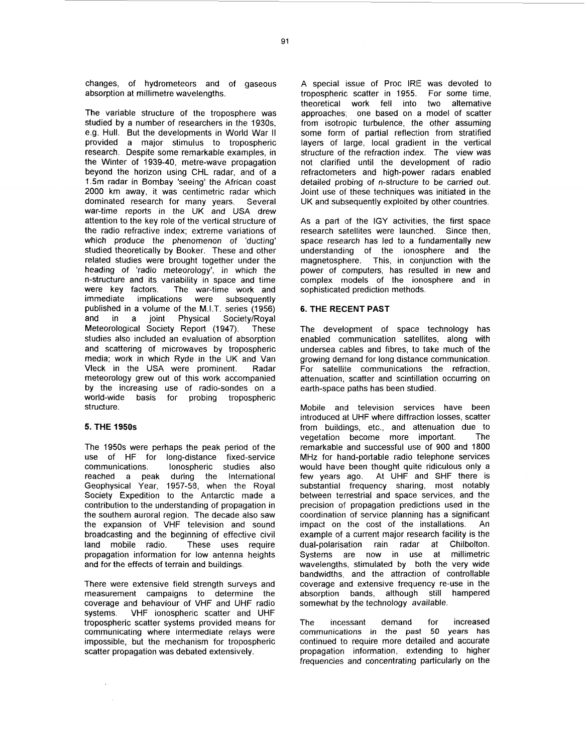changes, of hydrometeors and of gaseous absorption at millimetre wavelengths.

The variable structure of the troposphere was studied by a number of researchers in the 1930s, e.g. Hull. But the developments in World War II provided a major stimulus to tropospheric research. Despite some remarkable examples, in the Winter of 1939-40, metre-wave propagation beyond the horizon using CHL radar, and of a 1.5m radar in Bombay 'seeing' the African coast 2000 km away, it was centimetric radar which dominated research for many years. Several war-time reports in the UK and USA drew attention to the key role of the vertical structure of the radio refractive index; extreme variations of which produce the phenomenon of 'ducting' studied theoretically by Booker. These and other related studies were brought together under the heading of 'radio meteorology', in which the n-structure and its variability in space and time were key factors. The war-time work and immediate implications were subsequently published in a volume of the M.I.T. series (1956) and in a joint Physical Society/Royal Meteorological Society Report (1947). These studies also included an evaluation of absorption and scattering of microwaves by tropospheric media; work in which Ryde in the UK and Van Vleck in the USA were prominent. Radar meteorology grew out of this work accompanied by the increasing use of radio-sondes on a world-wide basis for probing tropospheric structure.

## 5. THE 1950s

The 1950s were perhaps the peak period of the use of HF for long-distance fixed-service communications. Ionospheric studies also reached a peak during the International Geophysical Year, 1957-58, when the Royal Society Expedition to the Antarctic made a contribution to the understanding of propagation in the southern auroral region. The decade also saw the expansion of VHF television and sound broadcasting and the beginning of effective civil land mobile radio. These uses require propagation information for low antenna heights and for the effects of terrain and buildings.

There were extensive field strength surveys and measurement campaigns to determine the coverage and behaviour of VHF and UHF radio systems. VHF ionospheric scatter and UHF tropospheric scatter systems provided means for communicating where intermediate relays were impossible, but the mechanism for tropospheric scatter propagation was debated extensively.

A special issue of Proc IRE was devoted to tropospheric scatter in 1955. For some time, theoretical work fell into two alternative approaches; one based on a model of scatter from isotropic turbulence, the other assuming some form of partial reflection from stratified layers of large, local gradient in the vertical structure of the refraction index. The view was not clarified until the development of radio refractometers and high-power radars enabled detailed probing of n-structure to be carried out. Joint use of these techniques was initiated in the UK and subsequently exploited by other countries.

As a part of the IGY activities, the first space research satellites were launched. Since then, space research has led to a fundamentally new understanding of the ionosphere and the magnetosphere. This, in conjunction with the power of computers, has resulted in new and complex models of the ionosphere and in sophisticated prediction methods.

## 6. THE RECENT PAST

The development of space technology has enabled communication satellites, along with undersea cables and fibres, to take much of the growing demand for long distance communication. For satellite communications the refraction, attenuation, scatter and scintillation occurring on earth-space paths has been studied.

Mobile and television services have been introduced at UHF where diffraction losses, scatter from buildings, etc., and attenuation due to vegetation become more important. The remarkable and successful use of 900 and 1800 MHz for hand-portable radio telephone services would have been thought quite ridiculous only a few years ago. At UHF and SHF there is substantial frequency sharing, most notably between terrestrial and space services, and the precision of propagation predictions used in the coordination of service planning has a significant impact on the cost of the installations. An example of a current major research facility is the dual-polarisation rain radar at Chilbolton. Systems are now in use at millimetric wavelengths, stimulated by both the very wide bandwidths, and the attraction of controllable coverage and extensive frequency re-use in the absorption bands, although still hampered somewhat by the technology available.

The incessant demand for increased communications in the past 50 years has continued to require more detailed and accurate propagation information, extending to higher frequencies and concentrating particularly on the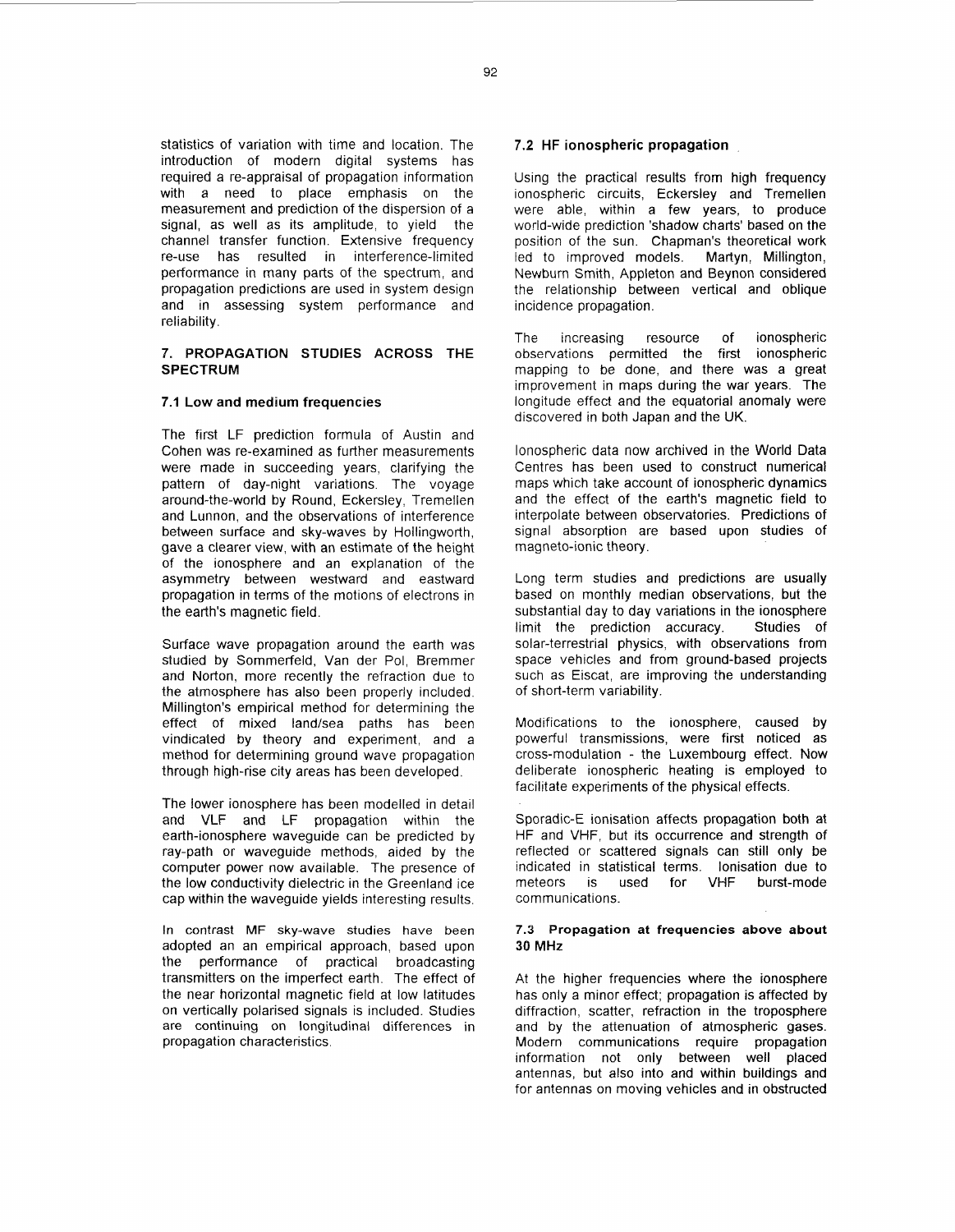statistics of variation with time and location. The introduction of modern digital systems has required a re-appraisal of propagation information with a need to place emphasis on the measurement and prediction of the dispersion of a signal, as well as its amplitude, to yield the channel transfer function. Extensive frequency re-use has resulted in interference-limited performance in many parts of the spectrum, and propagation predictions are used in system design and in assessing system performance and reliability.

## 7. PROPAGATION STUDIES ACROSS THE SPECTRUM

### 7.1 Low and medium frequencies

The first LF prediction formula of Austin and Cohen was re-examined as further measurements were made in succeeding years, clarifying the pattern of day-night variations. The voyage around-the-world by Round, Eckersley, Tremellen and Lunnon, and the observations of interference between surface and sky-waves by Hollingworth, gave a clearer view, with an estimate of the height of the ionosphere and an explanation of the asymmetry between westward and eastward propagation in terms of the motions of electrons in the earth's magnetic field.

Surface wave propagation around the earth was studied by Sommerfeld, Van der Pol, Bremmer and Norton, more recently the refraction due to the atmosphere has also been properly included. Millington's empirical method for determining the effect of mixed land/sea paths has been vindicated by theory and experiment, and a method for determining ground wave propagation through high-rise city areas has been developed.

The lower ionosphere has been modelled in detail and VLF and LF propagation within the earth-ionosphere waveguide can be predicted by ray-path or waveguide methods, aided by the computer power now available. The presence of the low conductivity dielectric in the Greenland ice cap within the waveguide yields interesting results.

In contrast MF sky-wave studies have been adopted an an empirical approach, based upon the performance of practical broadcasting transmitters on the imperfect earth. The effect of the near horizontal magnetic field at low latitudes on vertically polarised signals is included. Studies are continuing on longitudinal differences in propagation characteristics.

### 7.2 HF ionospheric propagation

Using the practical results from high frequency ionospheric circuits, Eckersley and Tremellen were able, within a few years, to produce world-wide prediction 'shadow charts' based on the position of the sun. Chapman's theoretical work led to improved models. Martyn, Millington, Newburn Smith, Appleton and Beynon considered the relationship between vertical and oblique incidence propagation.

The increasing resource of ionospheric observations permitted the first ionospheric mapping to be done, and there was a great improvement in maps during the war years. The longitude effect and the equatorial anomaly were discovered in both Japan and the UK.

Ionospheric data now archived in the World Data Centres has been used to construct numerical maps which take account of ionospheric dynamics and the effect of the earth's magnetic field to interpolate between observatories. Predictions of signal absorption are based upon studies of magneto-ionic theory.

Long term studies and predictions are usually based on monthly median observations, but the substantial day to day variations in the ionosphere limit the prediction accuracy. Studies of solar-terrestrial physics, with observations from space vehicles and from ground-based projects such as Eiscat, are improving the understanding of short-term variability.

Modifications to the ionosphere, caused by powerful transmissions, were first noticed as cross-modulation - the Luxembourg effect. Now deliberate ionospheric heating is employed to facilitate experiments of the physical effects.

Sporadic-E ionisation affects propagation both at HF and VHF, but its occurrence and strength of reflected or scattered signals can still only be indicated in statistical terms. Ionisation due to meteors is used for VHF burst-mode communications.

### 7.3 Propagation at frequencies above about 30 MHz

At the higher frequencies where the ionosphere has only a minor effect; propagation is affected by diffraction, scatter, refraction in the troposphere and by the attenuation of atmospheric gases. Modern communications require propagation information not only between well placed antennas, but also into and within buildings and for antennas on moving vehicles and in obstructed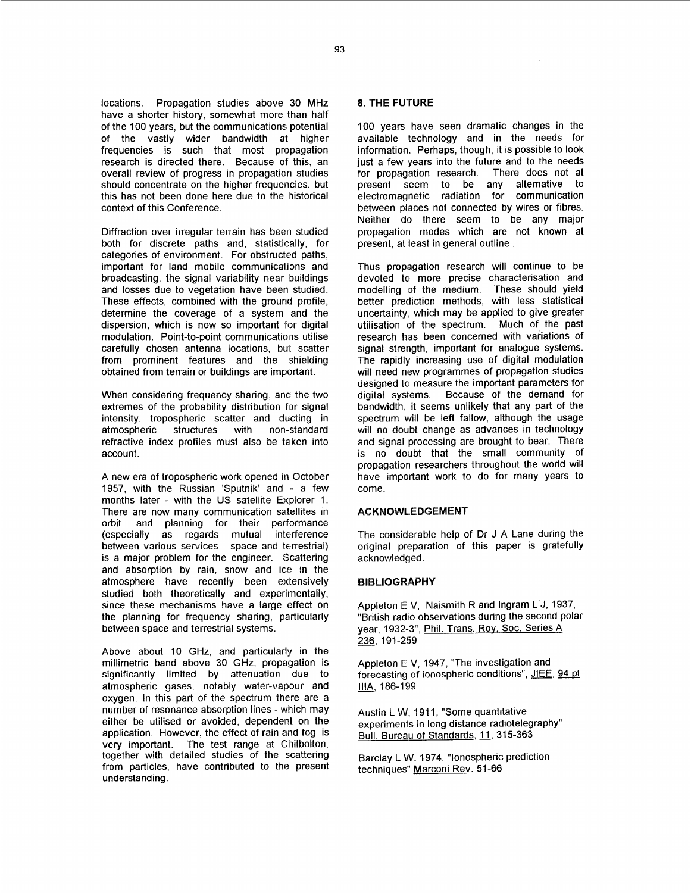locations. Propagation studies above 30 MHz have a shorter history, somewhat more than half of the 100 years, but the communications potential of the vastly wider bandwidth at higher frequencies is such that most propagation research is directed there. Because of this, an overall review of progress in propagation studies should concentrate on the higher frequencies, but this has not been done here due to the historical context of this Conference.

Diffraction over irregular terrain has been studied both for discrete paths and, statistically, for categories of environment. For obstructed paths, important for land mobile communications and broadcasting, the signal variability near buildings and losses due to vegetation have been studied. These effects, combined with the ground profile, determine the coverage of a system and the dispersion, which is now so important for digital modulation. Point-to-point communications utilise carefully chosen antenna locations, but scatter from prominent features and the shielding obtained from terrain or buildings are important.

When considering frequency sharing, and the two extremes of the probability distribution for signal intensity, tropospheric scatter and ducting in atmospheric structures with non-standard refractive index profiles must also be taken into account.

A new era of tropospheric work opened in October 1957, with the Russian 'Sputnik' and - a few months later - with the US satellite Explorer 1. There are now many communication satellites in orbit, and planning for their performance (especially as regards mutual interference between various services - space and terrestrial) is a major problem for the engineer. Scattering and absorption by rain, snow and ice in the atmosphere have recently been extensively studied both theoretically and experimentally, since these mechanisms have a large effect on the planning for frequency sharing, particularly between space and terrestrial systems.

Above about 10 GHz, and particularly in the millimetric band above 30 GHz, propagation is significantly limited by attenuation due to atmospheric gases, notably water-vapour and oxygen. In this part of the spectrum there are a number of resonance absorption lines - which may either be utilised or avoided, dependent on the application. However, the effect of rain and fog is very important. The test range at Chilbolton, together with detailed studies of the scattering from particles, have contributed to the present understanding.

## 8. THE FUTURE

100 years have seen dramatic changes in the available technology and in the needs for information. Perhaps, though, it is possible to look just a few years into the future and to the needs for propagation research. There does not at present seem to be any alternative to electromagnetic radiation for communication between places not connected by wires or fibres. Neither do there seem to be any major propagation modes which are not known at present, at least in general outline .

Thus propagation research will continue to be devoted to more precise characterisation and modelling of the medium. These should yield better prediction methods, with less statistical uncertainty, which may be applied to give greater utilisation of the spectrum. Much of the past research has been concerned with variations of signal strength, important for analogue systems. The rapidly increasing use of digital modulation will need new programmes of propagation studies designed to measure the important parameters for digital systems. Because of the demand for bandwidth, it seems unlikely that any part of the spectrum will be left fallow, although the usage will no doubt change as advances in technology and signal processing are brought to bear. There is no doubt that the small community of propagation researchers throughout the world will have important work to do for many years to come.

### ACKNOWLEDGEMENT

The considerable help of Dr J A Lane during the original preparation of this paper is gratefully acknowledged.

### BIBLIOGRAPHY

Appleton E V, Naismith R and Ingram L J, 1937, "British radio observations during the second polar year, 1932-3", Phil. Trans. Roy. Soc. Series A 236, 191-259

Appleton E V, 1947, "The investigation and forecasting of ionospheric conditions", JIEE, 94 pt IIIA, 186-199

Austin L W, 1911, "Some quantitative experiments in long distance radiotelegraphy" Bull. Bureau of Standards, 11, 315-363

Barclay L W, 1974, "Ionospheric prediction techniques" Marconi Rev. 51-66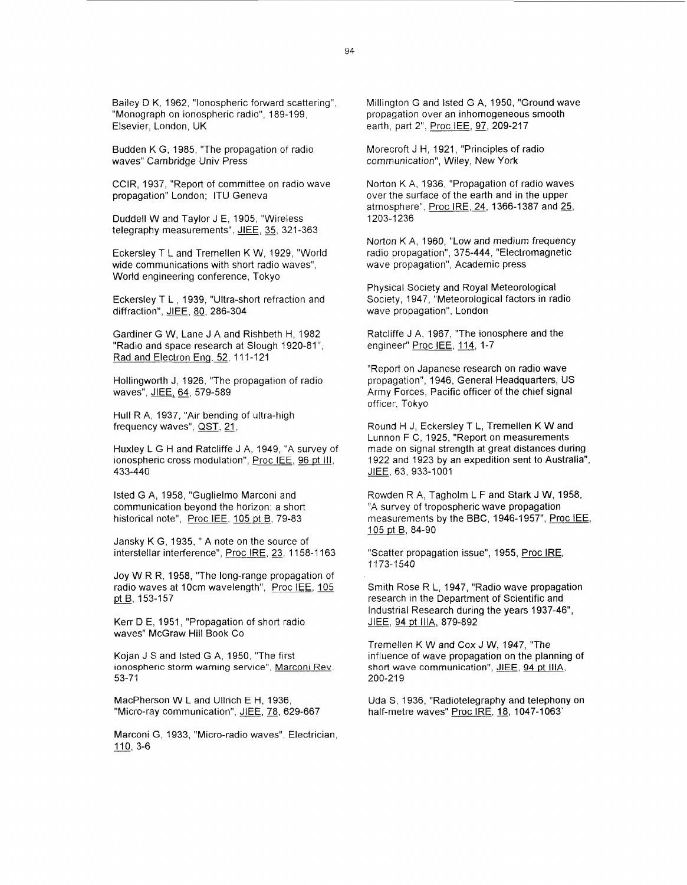Bailey D K, 1962, "Ionospheric forward scattering", "Monograph on ionospheric radio", 189-199, Elsevier, London, UK

Budden K G, 1985, "The propagation of radio waves" Cambridge Univ Press

CCIR, 1937, "Report of committee on radio wave propagation" London; ITU Geneva

Duddell W and Taylor J E, 1905, "Wireless telegraphy measurements", JIEE, 35, 321-363

Eckersley T L and Tremellen K W, 1929, "World wide communications with short radio waves", World engineering conference, Tokyo

Eckersley T L , 1939, "Ultra-short refraction and diffraction", JIEE, 80, 286-304

Gardiner G W, Lane J A and Rishbeth H, 1982 "Radio and space research at Slough 1920-81", Rad and Electron Eng. 52, 111-121

Hollingworth J, 1926, "The propagation of radio waves", JIEE, 64, 579-589

Hull R A, 1937, "Air bending of ultra-high frequency waves", QST, 21,

Huxley L G H and Ratcliffe J A, 1949, "A survey of ionospheric cross modulation", Proc IEE, 96 pt III, 433-440

Isted G A, 1958, "Guglielmo Marconi and communication beyond the horizon: a short historical note", Proc IEE, 105 pt B, 79-83

Jansky K G, 1935, " A note on the source of interstellar interference", Proc IRE, 23, 1158-1163

Joy W R R, 1958, "The long-range propagation of radio waves at 10cm wavelength", Proc IEE, 105 pt B, 153-157

Kerr D E, 1951, "Propagation of short radio waves" McGraw Hill Book Co

Kojan J S and Isted G A, 1950, "The first ionospheric storm warning service", Marconi Rev. 53-71

MacPherson W L and Ullrich E H, 1936, "Micro-ray communication", JIEE, 78, 629-667

Marconi G, 1933, "Micro-radio waves", Electrician, 110, 3-6

Millington G and Isted G A, 1950, "Ground wave propagation over an inhomogeneous smooth earth, part 2", Proc IEE, 97, 209-217

Morecroft J H, 1921, "Principles of radio communication", Wiley, New York

Norton K A, 1936, "Propagation of radio waves over the surface of the earth and in the upper atmosphere", Proc IRE, 24, 1366-1387 and 25, 1203-1236

Norton K A, 1960, "Low and medium frequency radio propagation", 375-444, "Electromagnetic wave propagation", Academic press

Physical Society and Royal Meteorological Society, 1947, "Meteorological factors in radio wave propagation", London

Ratcliffe J A, 1967, "The ionosphere and the engineer" Proc IEE, 114, 1-7

"Report on Japanese research on radio wave propagation", 1946, General Headquarters, US Army Forces, Pacific officer of the chief signal officer, Tokyo

Round H J, Eckersley T L, Tremellen K W and Lunnon F C, 1925, "Report on measurements made on signal strength at great distances during 1922 and 1923 by an expedition sent to Australia", JIEE, 63, 933-1001

Rowden R A, Tagholm L F and Stark J W, 1958, "A survey of tropospheric wave propagation measurements by the BBC, 1946-1957", Proc IEE, 105 pt B, 84-90

"Scatter propagation issue", 1955, Proc IRE, 1173-1540

Smith Rose R L, 1947, "Radio wave propagation research in the Department of Scientific and Industrial Research during the years 1937-46", JIEE, 94 pt IIIA, 879-892

Tremellen K W and Cox J W, 1947, "The influence of wave propagation on the planning of short wave communication", JIEE, 94 pt IIIA, 200-219

Uda S, 1936, "Radiotelegraphy and telephony on half-metre waves" Proc IRE, 18, 1047-1063`